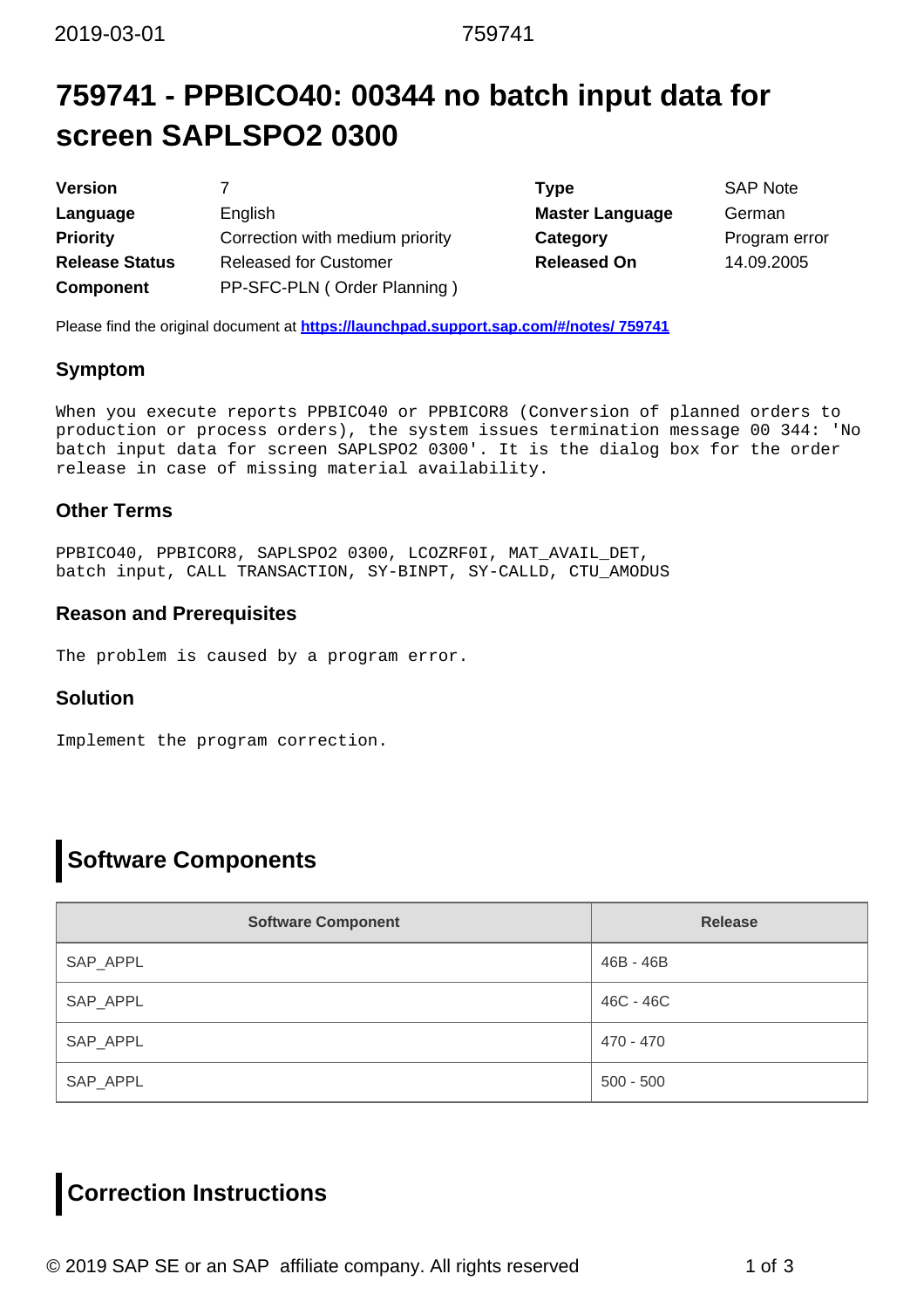# 759741 - PPBICO40: 00344 no batch input data for screen SAPLSPO2 0300

| | | | |
|---|---|---|---|
| **Version** | 7 | **Type** | SAP Note |
| **Language** | English | **Master Language** | German |
| **Priority** | Correction with medium priority | **Category** | Program error |
| **Release Status** | Released for Customer | **Released On** | 14.09.2005 |
| **Component** | PP-SFC-PLN ( Order Planning ) | | |

Please find the original document at **https://launchpad.support.sap.com/#/notes/ 759741**

## Symptom

When you execute reports PPBICO40 or PPBICOR8 (Conversion of planned orders to production or process orders), the system issues termination message 00 344: 'No batch input data for screen SAPLSPO2 0300'. It is the dialog box for the order release in case of missing material availability.

## Other Terms

PPBICO40, PPBICOR8, SAPLSPO2 0300, LCOZRF0I, MAT_AVAIL_DET, batch input, CALL TRANSACTION, SY-BINPT, SY-CALLD, CTU_AMODUS

## Reason and Prerequisites

The problem is caused by a program error.

## Solution

Implement the program correction.

# Software Components

| Software Component | Release |
|---|---|
| SAP_APPL | 46B - 46B |
| SAP_APPL | 46C - 46C |
| SAP_APPL | 470 - 470 |
| SAP_APPL | 500 - 500 |

# Correction Instructions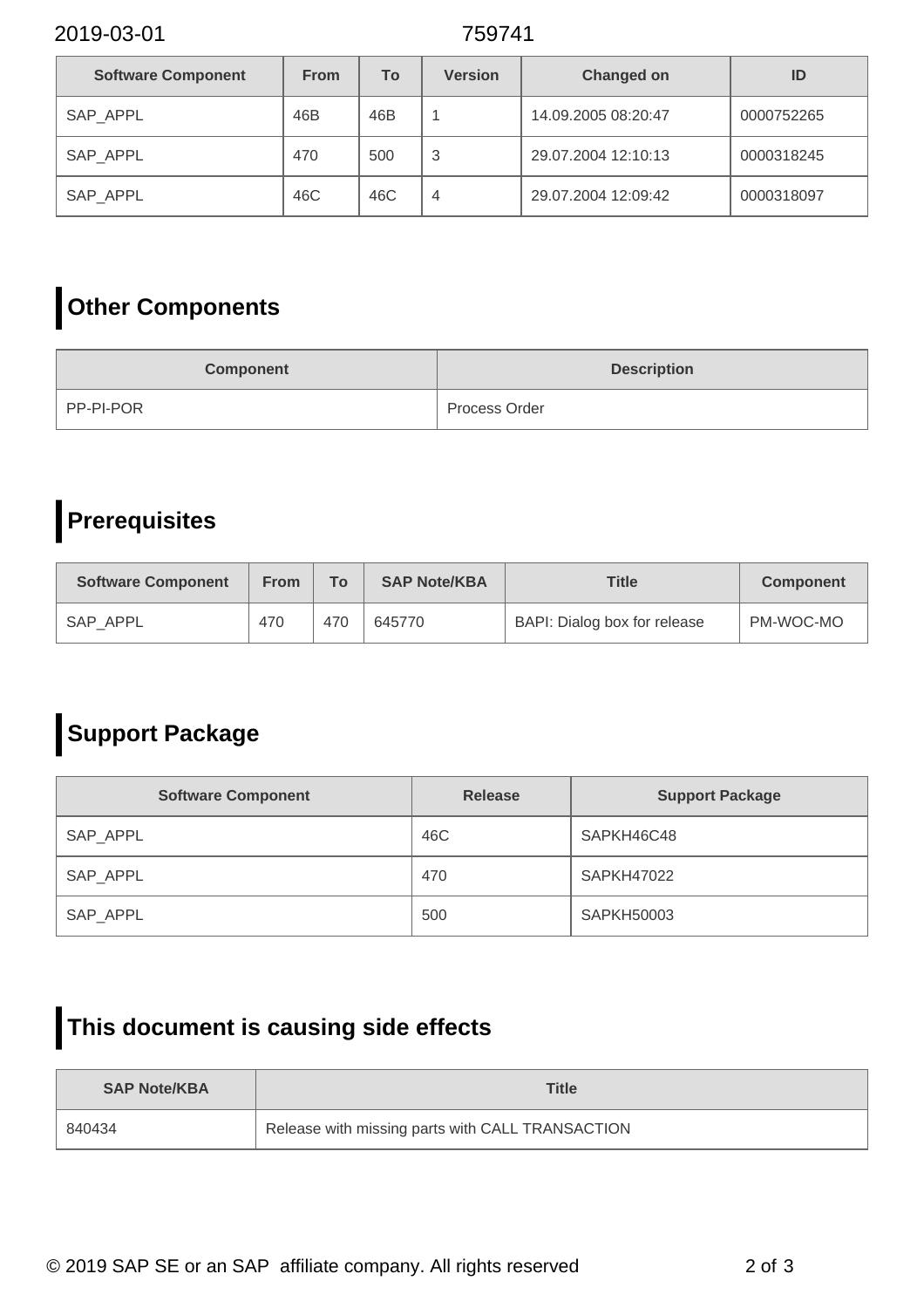| Software Component | From | To | Version | Changed on | ID |
| --- | --- | --- | --- | --- | --- |
| SAP_APPL | 46B | 46B | 1 | 14.09.2005 08:20:47 | 0000752265 |
| SAP_APPL | 470 | 500 | 3 | 29.07.2004 12:10:13 | 0000318245 |
| SAP_APPL | 46C | 46C | 4 | 29.07.2004 12:09:42 | 0000318097 |

## Other Components

| Component | Description |
| --- | --- |
| PP-PI-POR | Process Order |

## Prerequisites

| Software Component | From | To | SAP Note/KBA | Title | Component |
| --- | --- | --- | --- | --- | --- |
| SAP_APPL | 470 | 470 | 645770 | BAPI: Dialog box for release | PM-WOC-MO |

## Support Package

| Software Component | Release | Support Package |
| --- | --- | --- |
| SAP_APPL | 46C | SAPKH46C48 |
| SAP_APPL | 470 | SAPKH47022 |
| SAP_APPL | 500 | SAPKH50003 |

## This document is causing side effects

| SAP Note/KBA | Title |
| --- | --- |
| 840434 | Release with missing parts with CALL TRANSACTION |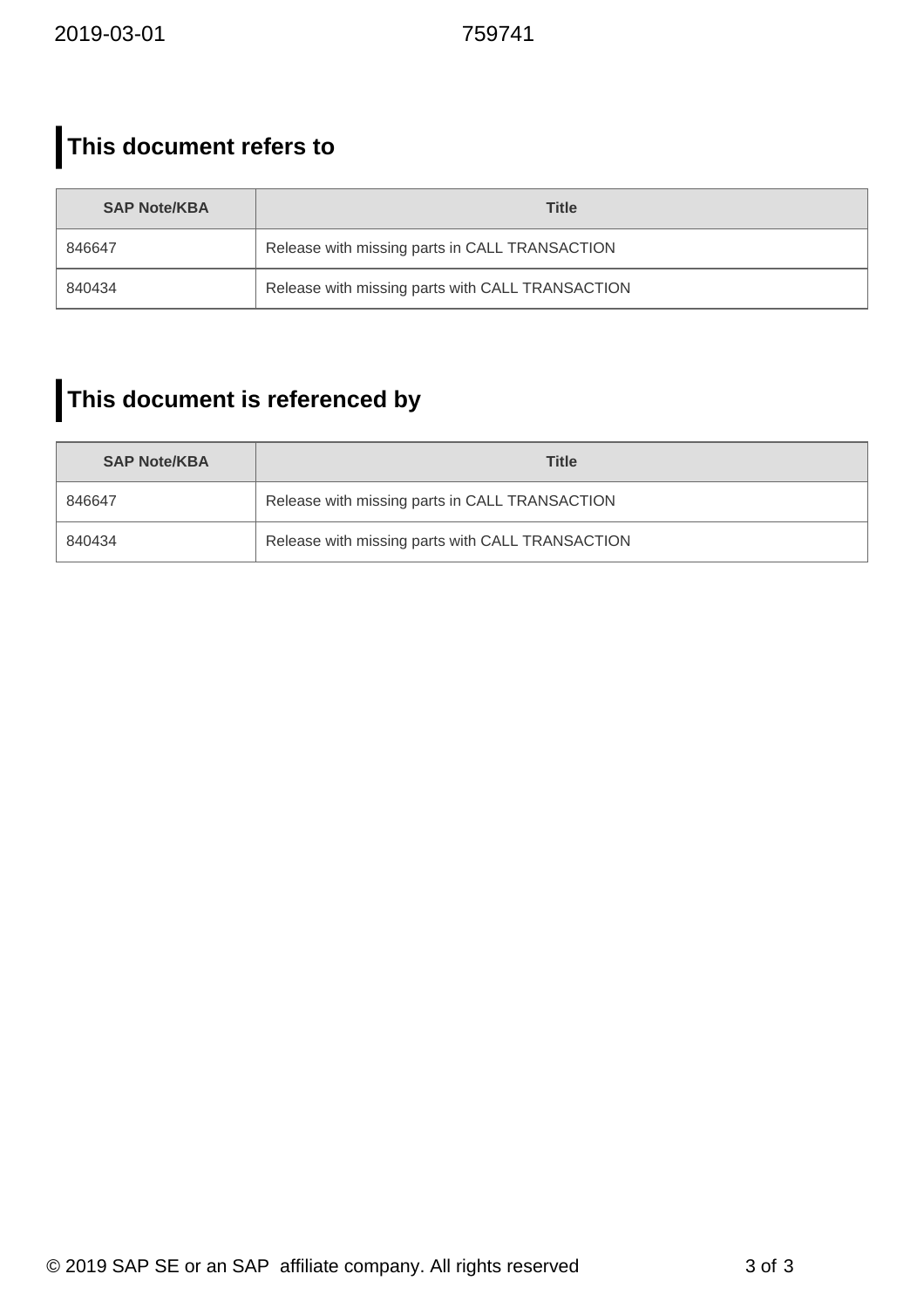# This document refers to

| SAP Note/KBA | Title |
| --- | --- |
| 846647 | Release with missing parts in CALL TRANSACTION |
| 840434 | Release with missing parts with CALL TRANSACTION |

# This document is referenced by

| SAP Note/KBA | Title |
| --- | --- |
| 846647 | Release with missing parts in CALL TRANSACTION |
| 840434 | Release with missing parts with CALL TRANSACTION |